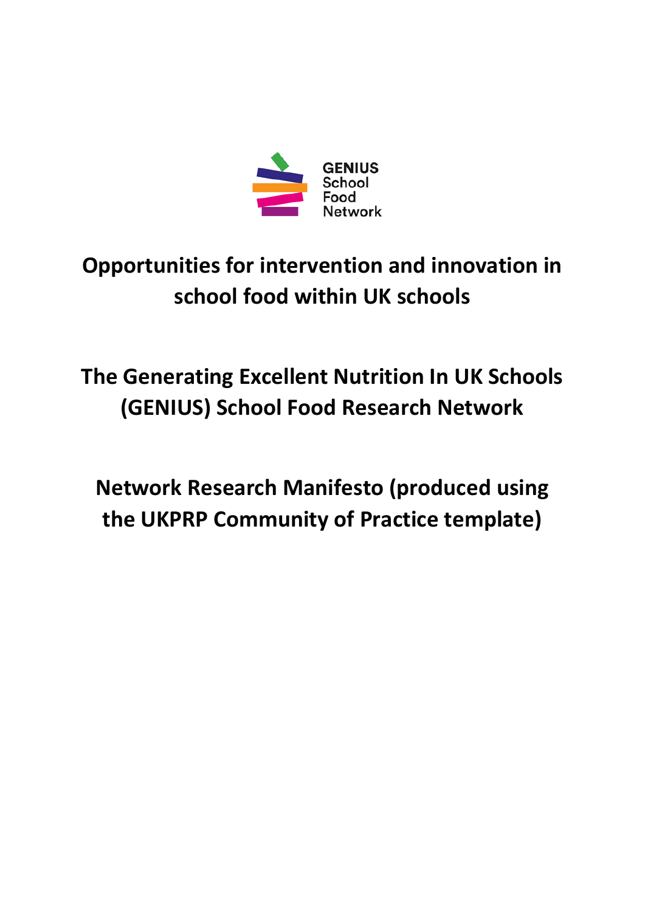GENIUS School Food Network

# Opportunities for intervention and innovation in school food within UK schools

# The Generating Excellent Nutrition In UK Schools (GENIUS) School Food Research Network

# Network Research Manifesto (produced using the UKPRP Community of Practice template)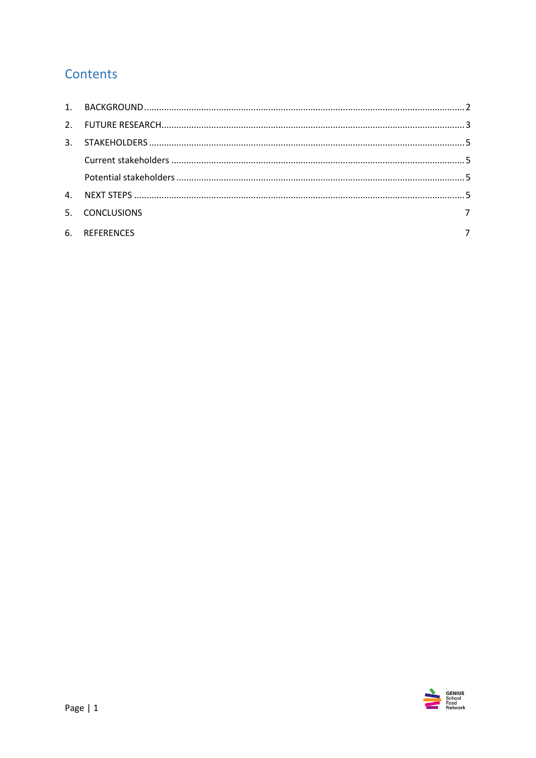# Contents

1. BACKGROUND ........................................................................................................................ 2
2. FUTURE RESEARCH ................................................................................................................ 3
3. STAKEHOLDERS ..................................................................................................................... 5
   - Current stakeholders ........................................................................................................ 5
   - Potential stakeholders ...................................................................................................... 5
4. NEXT STEPS ........................................................................................................................... 5
5. CONCLUSIONS 7
6. REFERENCES 7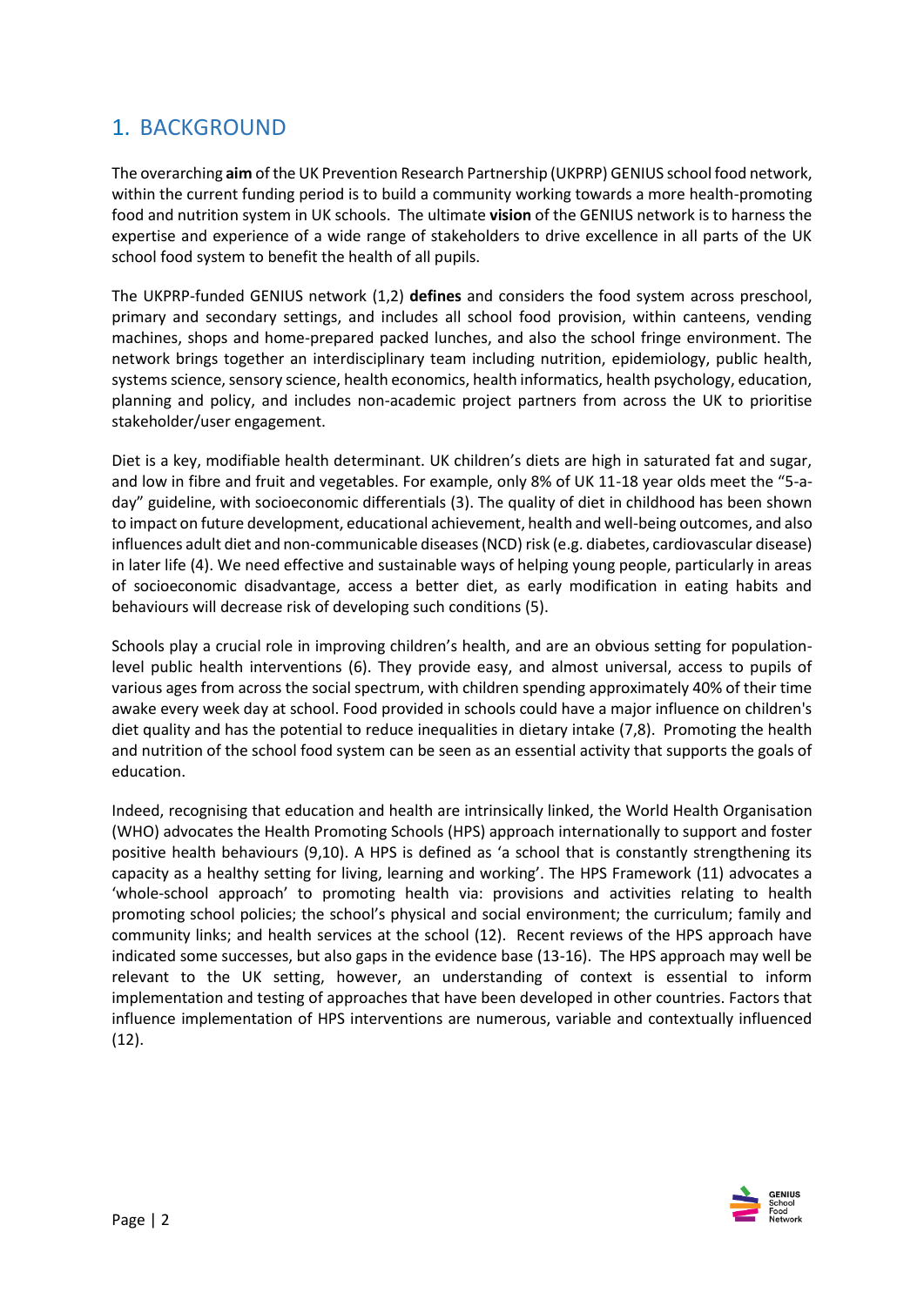# 1. BACKGROUND

The overarching **aim** of the UK Prevention Research Partnership (UKPRP) GENIUS school food network, within the current funding period is to build a community working towards a more health-promoting food and nutrition system in UK schools. The ultimate **vision** of the GENIUS network is to harness the expertise and experience of a wide range of stakeholders to drive excellence in all parts of the UK school food system to benefit the health of all pupils.

The UKPRP-funded GENIUS network (1,2) **defines** and considers the food system across preschool, primary and secondary settings, and includes all school food provision, within canteens, vending machines, shops and home-prepared packed lunches, and also the school fringe environment. The network brings together an interdisciplinary team including nutrition, epidemiology, public health, systems science, sensory science, health economics, health informatics, health psychology, education, planning and policy, and includes non-academic project partners from across the UK to prioritise stakeholder/user engagement.

Diet is a key, modifiable health determinant. UK children's diets are high in saturated fat and sugar, and low in fibre and fruit and vegetables. For example, only 8% of UK 11-18 year olds meet the "5-a-day" guideline, with socioeconomic differentials (3). The quality of diet in childhood has been shown to impact on future development, educational achievement, health and well-being outcomes, and also influences adult diet and non-communicable diseases (NCD) risk (e.g. diabetes, cardiovascular disease) in later life (4). We need effective and sustainable ways of helping young people, particularly in areas of socioeconomic disadvantage, access a better diet, as early modification in eating habits and behaviours will decrease risk of developing such conditions (5).

Schools play a crucial role in improving children's health, and are an obvious setting for population-level public health interventions (6). They provide easy, and almost universal, access to pupils of various ages from across the social spectrum, with children spending approximately 40% of their time awake every week day at school. Food provided in schools could have a major influence on children's diet quality and has the potential to reduce inequalities in dietary intake (7,8). Promoting the health and nutrition of the school food system can be seen as an essential activity that supports the goals of education.

Indeed, recognising that education and health are intrinsically linked, the World Health Organisation (WHO) advocates the Health Promoting Schools (HPS) approach internationally to support and foster positive health behaviours (9,10). A HPS is defined as 'a school that is constantly strengthening its capacity as a healthy setting for living, learning and working'. The HPS Framework (11) advocates a 'whole-school approach' to promoting health via: provisions and activities relating to health promoting school policies; the school's physical and social environment; the curriculum; family and community links; and health services at the school (12). Recent reviews of the HPS approach have indicated some successes, but also gaps in the evidence base (13-16). The HPS approach may well be relevant to the UK setting, however, an understanding of context is essential to inform implementation and testing of approaches that have been developed in other countries. Factors that influence implementation of HPS interventions are numerous, variable and contextually influenced (12).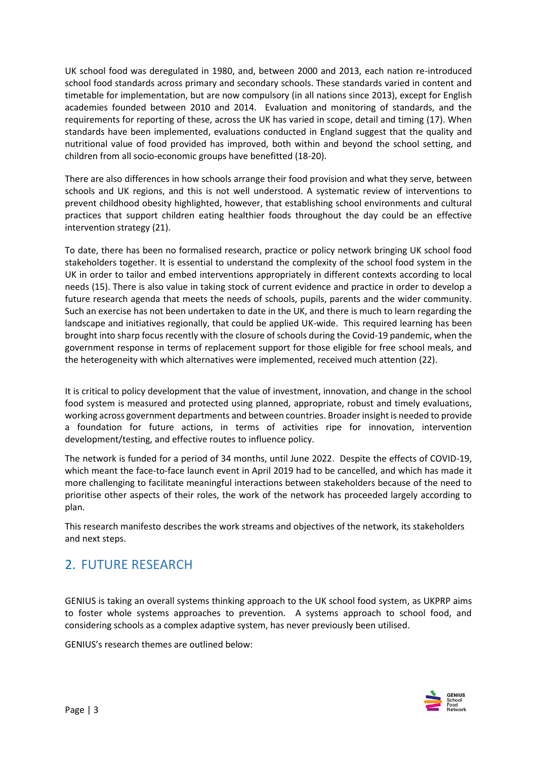UK school food was deregulated in 1980, and, between 2000 and 2013, each nation re-introduced school food standards across primary and secondary schools. These standards varied in content and timetable for implementation, but are now compulsory (in all nations since 2013), except for English academies founded between 2010 and 2014. Evaluation and monitoring of standards, and the requirements for reporting of these, across the UK has varied in scope, detail and timing (17). When standards have been implemented, evaluations conducted in England suggest that the quality and nutritional value of food provided has improved, both within and beyond the school setting, and children from all socio-economic groups have benefitted (18-20).

There are also differences in how schools arrange their food provision and what they serve, between schools and UK regions, and this is not well understood. A systematic review of interventions to prevent childhood obesity highlighted, however, that establishing school environments and cultural practices that support children eating healthier foods throughout the day could be an effective intervention strategy (21).

To date, there has been no formalised research, practice or policy network bringing UK school food stakeholders together. It is essential to understand the complexity of the school food system in the UK in order to tailor and embed interventions appropriately in different contexts according to local needs (15). There is also value in taking stock of current evidence and practice in order to develop a future research agenda that meets the needs of schools, pupils, parents and the wider community. Such an exercise has not been undertaken to date in the UK, and there is much to learn regarding the landscape and initiatives regionally, that could be applied UK-wide. This required learning has been brought into sharp focus recently with the closure of schools during the Covid-19 pandemic, when the government response in terms of replacement support for those eligible for free school meals, and the heterogeneity with which alternatives were implemented, received much attention (22).

It is critical to policy development that the value of investment, innovation, and change in the school food system is measured and protected using planned, appropriate, robust and timely evaluations, working across government departments and between countries. Broader insight is needed to provide a foundation for future actions, in terms of activities ripe for innovation, intervention development/testing, and effective routes to influence policy.

The network is funded for a period of 34 months, until June 2022. Despite the effects of COVID-19, which meant the face-to-face launch event in April 2019 had to be cancelled, and which has made it more challenging to facilitate meaningful interactions between stakeholders because of the need to prioritise other aspects of their roles, the work of the network has proceeded largely according to plan.

This research manifesto describes the work streams and objectives of the network, its stakeholders and next steps.

## 2. FUTURE RESEARCH

GENIUS is taking an overall systems thinking approach to the UK school food system, as UKPRP aims to foster whole systems approaches to prevention. A systems approach to school food, and considering schools as a complex adaptive system, has never previously been utilised.

GENIUS's research themes are outlined below: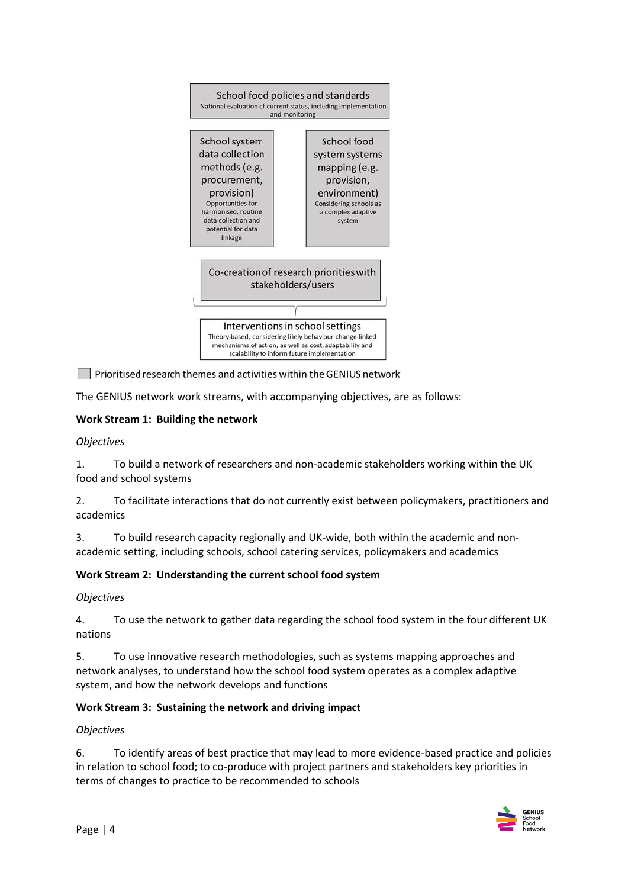School food policies and standards
National evaluation of current status, including implementation and monitoring

School system data collection methods (e.g. procurement, provision)
Opportunities for harmonised, routine data collection and potential for data linkage

School food system systems mapping (e.g. provision, environment)
Considering schools as a complex adaptive system

Co-creation of research priorities with stakeholders/users

Interventions in school settings
Theory-based, considering likely behaviour change-linked mechanisms of action, as well as cost, adaptability and scalability to inform future implementation

Prioritised research themes and activities within the GENIUS network

The GENIUS network work streams, with accompanying objectives, are as follows:

**Work Stream 1: Building the network**

*Objectives*

1. To build a network of researchers and non-academic stakeholders working within the UK food and school systems

2. To facilitate interactions that do not currently exist between policymakers, practitioners and academics

3. To build research capacity regionally and UK-wide, both within the academic and non-academic setting, including schools, school catering services, policymakers and academics

**Work Stream 2: Understanding the current school food system**

*Objectives*

4. To use the network to gather data regarding the school food system in the four different UK nations

5. To use innovative research methodologies, such as systems mapping approaches and network analyses, to understand how the school food system operates as a complex adaptive system, and how the network develops and functions

**Work Stream 3: Sustaining the network and driving impact**

*Objectives*

6. To identify areas of best practice that may lead to more evidence-based practice and policies in relation to school food; to co-produce with project partners and stakeholders key priorities in terms of changes to practice to be recommended to schools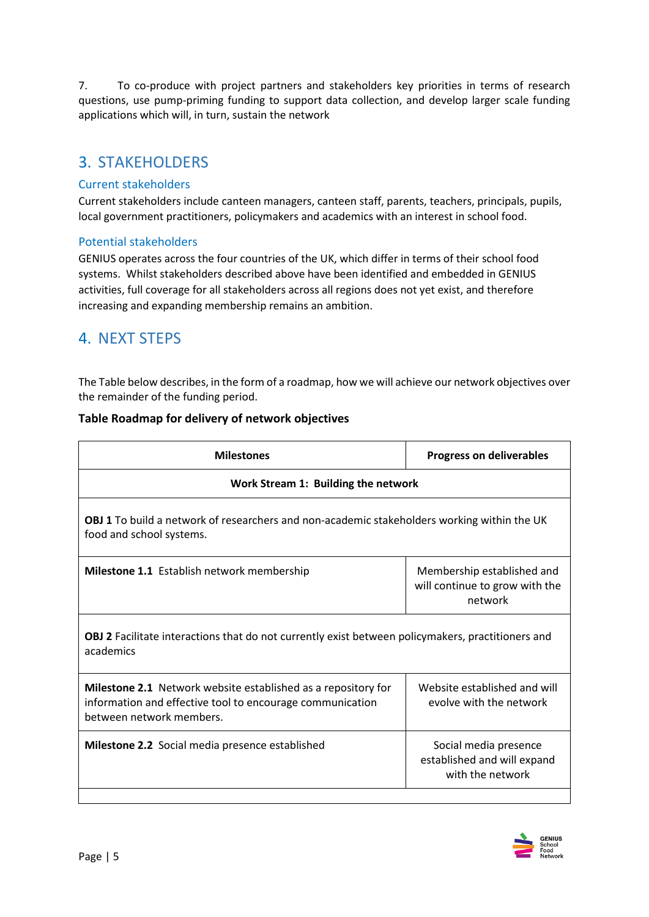7. To co-produce with project partners and stakeholders key priorities in terms of research questions, use pump-priming funding to support data collection, and develop larger scale funding applications which will, in turn, sustain the network

## 3. STAKEHOLDERS

### Current stakeholders

Current stakeholders include canteen managers, canteen staff, parents, teachers, principals, pupils, local government practitioners, policymakers and academics with an interest in school food.

### Potential stakeholders

GENIUS operates across the four countries of the UK, which differ in terms of their school food systems. Whilst stakeholders described above have been identified and embedded in GENIUS activities, full coverage for all stakeholders across all regions does not yet exist, and therefore increasing and expanding membership remains an ambition.

## 4. NEXT STEPS

The Table below describes, in the form of a roadmap, how we will achieve our network objectives over the remainder of the funding period.

**Table Roadmap for delivery of network objectives**

| Milestones | Progress on deliverables |
|---|---|
| **Work Stream 1: Building the network** | |
| **OBJ 1** To build a network of researchers and non-academic stakeholders working within the UK food and school systems. | |
| **Milestone 1.1** Establish network membership | Membership established and will continue to grow with the network |
| **OBJ 2** Facilitate interactions that do not currently exist between policymakers, practitioners and academics | |
| **Milestone 2.1** Network website established as a repository for information and effective tool to encourage communication between network members. | Website established and will evolve with the network |
| **Milestone 2.2** Social media presence established | Social media presence established and will expand with the network |
| | |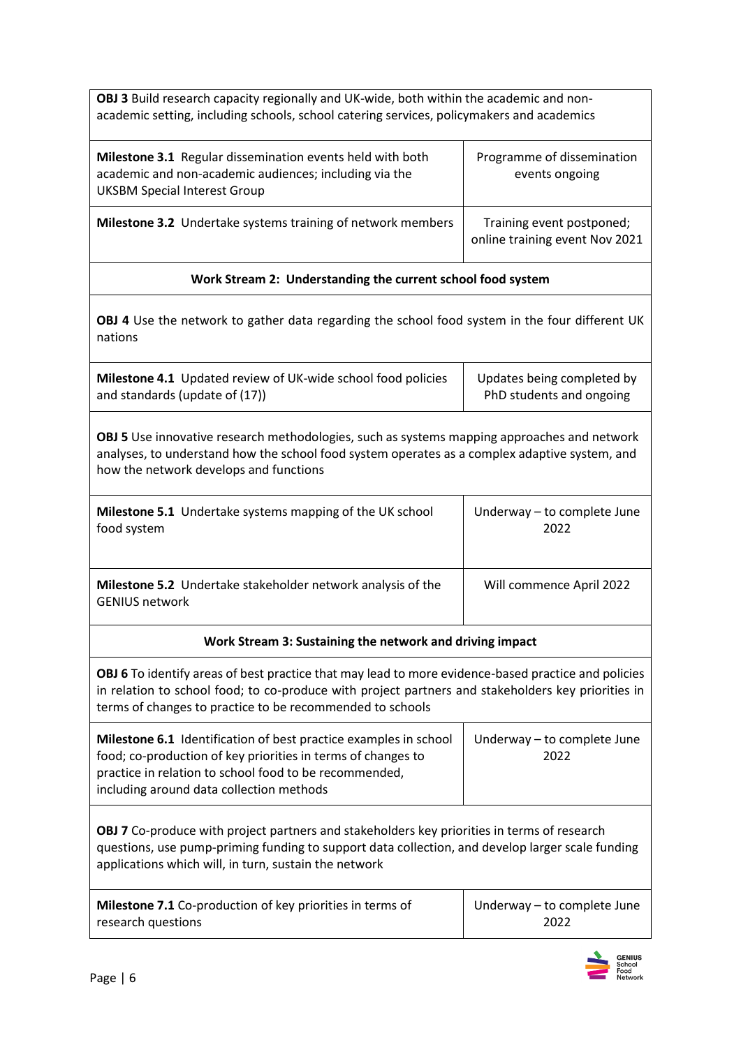| **OBJ 3** Build research capacity regionally and UK-wide, both within the academic and non-academic setting, including schools, school catering services, policymakers and academics | |
|---|---|
| **Milestone 3.1** Regular dissemination events held with both academic and non-academic audiences; including via the UKSBM Special Interest Group | Programme of dissemination events ongoing |
| **Milestone 3.2** Undertake systems training of network members | Training event postponed; online training event Nov 2021 |
| **Work Stream 2: Understanding the current school food system** | |
| **OBJ 4** Use the network to gather data regarding the school food system in the four different UK nations | |
| **Milestone 4.1** Updated review of UK-wide school food policies and standards (update of (17)) | Updates being completed by PhD students and ongoing |
| **OBJ 5** Use innovative research methodologies, such as systems mapping approaches and network analyses, to understand how the school food system operates as a complex adaptive system, and how the network develops and functions | |
| **Milestone 5.1** Undertake systems mapping of the UK school food system | Underway – to complete June 2022 |
| **Milestone 5.2** Undertake stakeholder network analysis of the GENIUS network | Will commence April 2022 |
| **Work Stream 3: Sustaining the network and driving impact** | |
| **OBJ 6** To identify areas of best practice that may lead to more evidence-based practice and policies in relation to school food; to co-produce with project partners and stakeholders key priorities in terms of changes to practice to be recommended to schools | |
| **Milestone 6.1** Identification of best practice examples in school food; co-production of key priorities in terms of changes to practice in relation to school food to be recommended, including around data collection methods | Underway – to complete June 2022 |
| **OBJ 7** Co-produce with project partners and stakeholders key priorities in terms of research questions, use pump-priming funding to support data collection, and develop larger scale funding applications which will, in turn, sustain the network | |
| **Milestone 7.1** Co-production of key priorities in terms of research questions | Underway – to complete June 2022 |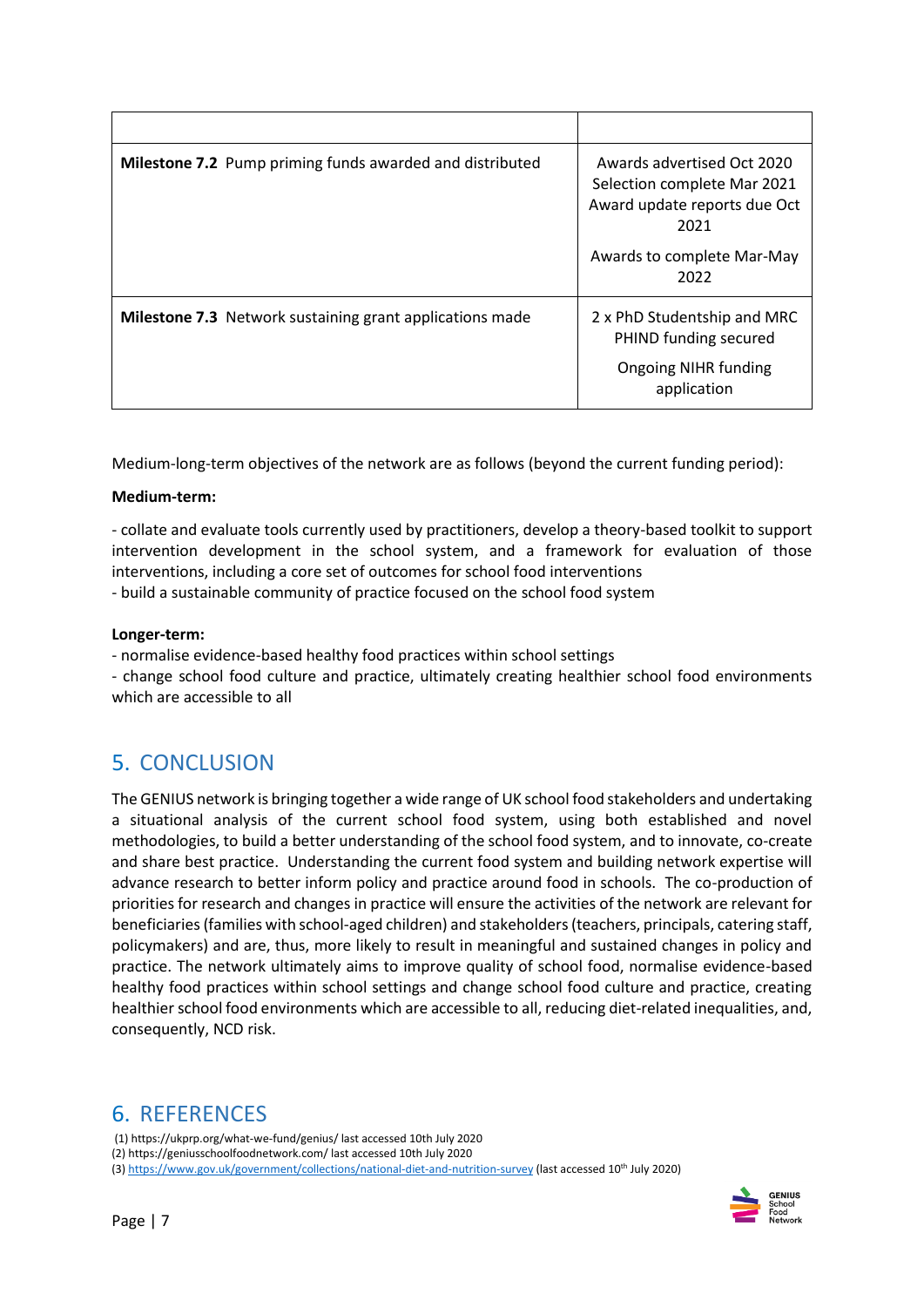| | |
|---|---|
| **Milestone 7.2** Pump priming funds awarded and distributed | Awards advertised Oct 2020<br>Selection complete Mar 2021<br>Award update reports due Oct 2021<br><br>Awards to complete Mar-May 2022 |
| **Milestone 7.3** Network sustaining grant applications made | 2 x PhD Studentship and MRC PHIND funding secured<br><br>Ongoing NIHR funding application |

Medium-long-term objectives of the network are as follows (beyond the current funding period):

**Medium-term:**

- collate and evaluate tools currently used by practitioners, develop a theory-based toolkit to support intervention development in the school system, and a framework for evaluation of those interventions, including a core set of outcomes for school food interventions
- build a sustainable community of practice focused on the school food system

**Longer-term:**

- normalise evidence-based healthy food practices within school settings
- change school food culture and practice, ultimately creating healthier school food environments which are accessible to all

## 5. CONCLUSION

The GENIUS network is bringing together a wide range of UK school food stakeholders and undertaking a situational analysis of the current school food system, using both established and novel methodologies, to build a better understanding of the school food system, and to innovate, co-create and share best practice. Understanding the current food system and building network expertise will advance research to better inform policy and practice around food in schools. The co-production of priorities for research and changes in practice will ensure the activities of the network are relevant for beneficiaries (families with school-aged children) and stakeholders (teachers, principals, catering staff, policymakers) and are, thus, more likely to result in meaningful and sustained changes in policy and practice. The network ultimately aims to improve quality of school food, normalise evidence-based healthy food practices within school settings and change school food culture and practice, creating healthier school food environments which are accessible to all, reducing diet-related inequalities, and, consequently, NCD risk.

## 6. REFERENCES

(1) https://ukprp.org/what-we-fund/genius/ last accessed 10th July 2020
(2) https://geniusschoolfoodnetwork.com/ last accessed 10th July 2020
(3) https://www.gov.uk/government/collections/national-diet-and-nutrition-survey (last accessed 10th July 2020)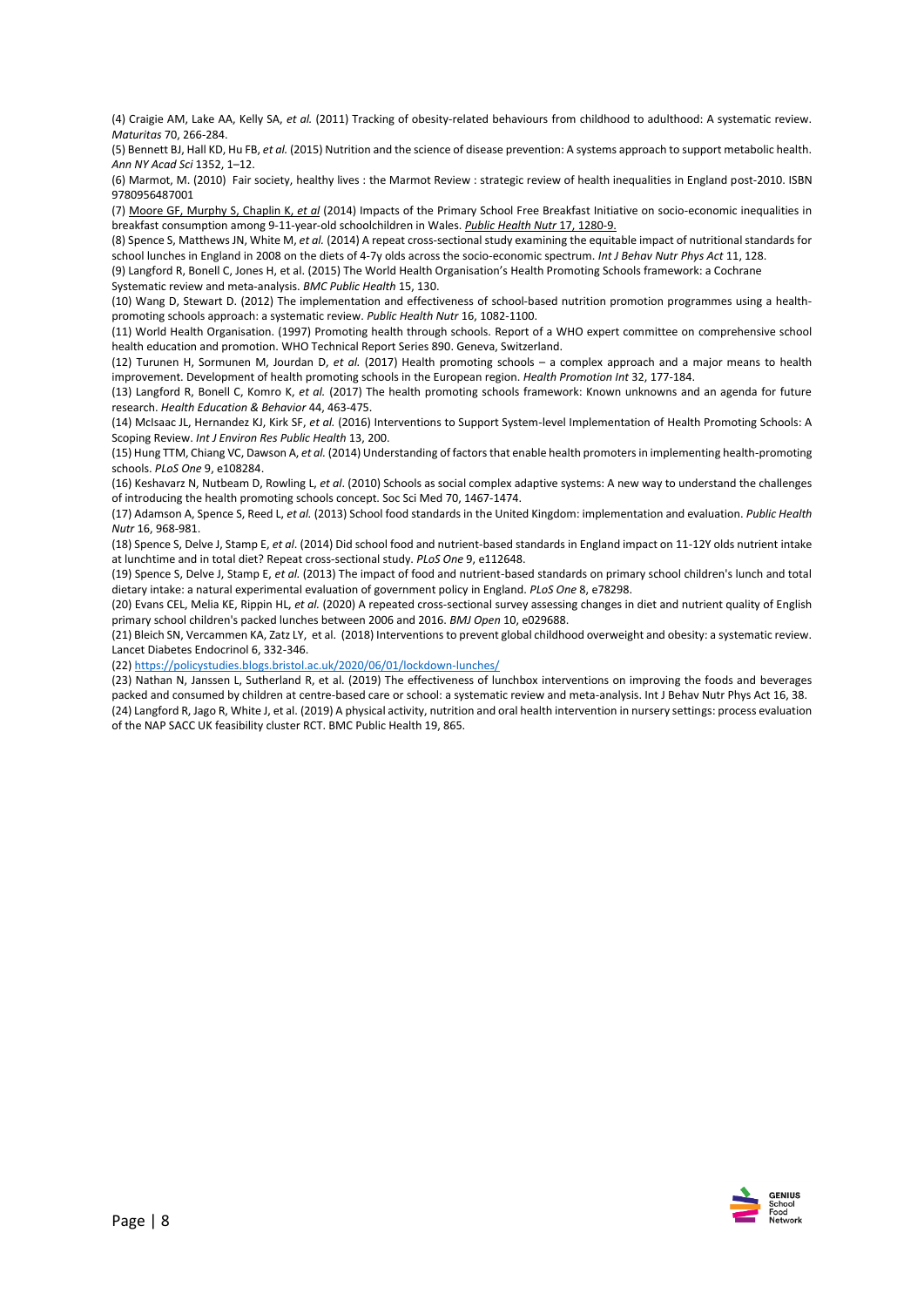(4) Craigie AM, Lake AA, Kelly SA, *et al.* (2011) Tracking of obesity-related behaviours from childhood to adulthood: A systematic review. *Maturitas* 70, 266-284.

(5) Bennett BJ, Hall KD, Hu FB, *et al.* (2015) Nutrition and the science of disease prevention: A systems approach to support metabolic health. *Ann NY Acad Sci* 1352, 1–12.

(6) Marmot, M. (2010) Fair society, healthy lives : the Marmot Review : strategic review of health inequalities in England post-2010. ISBN 9780956487001

(7) Moore GF, Murphy S, Chaplin K, *et al* (2014) Impacts of the Primary School Free Breakfast Initiative on socio-economic inequalities in breakfast consumption among 9-11-year-old schoolchildren in Wales. *Public Health Nutr* 17, 1280-9.

(8) Spence S, Matthews JN, White M, *et al.* (2014) A repeat cross-sectional study examining the equitable impact of nutritional standards for school lunches in England in 2008 on the diets of 4-7y olds across the socio-economic spectrum. *Int J Behav Nutr Phys Act* 11, 128.

(9) Langford R, Bonell C, Jones H, et al. (2015) The World Health Organisation's Health Promoting Schools framework: a Cochrane Systematic review and meta-analysis. *BMC Public Health* 15, 130.

(10) Wang D, Stewart D. (2012) The implementation and effectiveness of school-based nutrition promotion programmes using a health-promoting schools approach: a systematic review. *Public Health Nutr* 16, 1082-1100.

(11) World Health Organisation. (1997) Promoting health through schools. Report of a WHO expert committee on comprehensive school health education and promotion. WHO Technical Report Series 890. Geneva, Switzerland.

(12) Turunen H, Sormunen M, Jourdan D, *et al.* (2017) Health promoting schools – a complex approach and a major means to health improvement. Development of health promoting schools in the European region. *Health Promotion Int* 32, 177-184.

(13) Langford R, Bonell C, Komro K, *et al.* (2017) The health promoting schools framework: Known unknowns and an agenda for future research. *Health Education & Behavior* 44, 463-475.

(14) McIsaac JL, Hernandez KJ, Kirk SF, *et al.* (2016) Interventions to Support System-level Implementation of Health Promoting Schools: A Scoping Review. *Int J Environ Res Public Health* 13, 200.

(15) Hung TTM, Chiang VC, Dawson A, *et al.* (2014) Understanding of factors that enable health promoters in implementing health-promoting schools. *PLoS One* 9, e108284.

(16) Keshavarz N, Nutbeam D, Rowling L, *et al*. (2010) Schools as social complex adaptive systems: A new way to understand the challenges of introducing the health promoting schools concept. Soc Sci Med 70, 1467-1474.

(17) Adamson A, Spence S, Reed L, *et al.* (2013) School food standards in the United Kingdom: implementation and evaluation. *Public Health Nutr* 16, 968-981.

(18) Spence S, Delve J, Stamp E, *et al*. (2014) Did school food and nutrient-based standards in England impact on 11-12Y olds nutrient intake at lunchtime and in total diet? Repeat cross-sectional study. *PLoS One* 9, e112648.

(19) Spence S, Delve J, Stamp E, *et al.* (2013) The impact of food and nutrient-based standards on primary school children's lunch and total dietary intake: a natural experimental evaluation of government policy in England. *PLoS One* 8, e78298.

(20) Evans CEL, Melia KE, Rippin HL, *et al.* (2020) A repeated cross-sectional survey assessing changes in diet and nutrient quality of English primary school children's packed lunches between 2006 and 2016. *BMJ Open* 10, e029688.

(21) Bleich SN, Vercammen KA, Zatz LY, et al. (2018) Interventions to prevent global childhood overweight and obesity: a systematic review. Lancet Diabetes Endocrinol 6, 332-346.

(22) https://policystudies.blogs.bristol.ac.uk/2020/06/01/lockdown-lunches/

(23) Nathan N, Janssen L, Sutherland R, et al. (2019) The effectiveness of lunchbox interventions on improving the foods and beverages packed and consumed by children at centre-based care or school: a systematic review and meta-analysis. Int J Behav Nutr Phys Act 16, 38.

(24) Langford R, Jago R, White J, et al. (2019) A physical activity, nutrition and oral health intervention in nursery settings: process evaluation of the NAP SACC UK feasibility cluster RCT. BMC Public Health 19, 865.